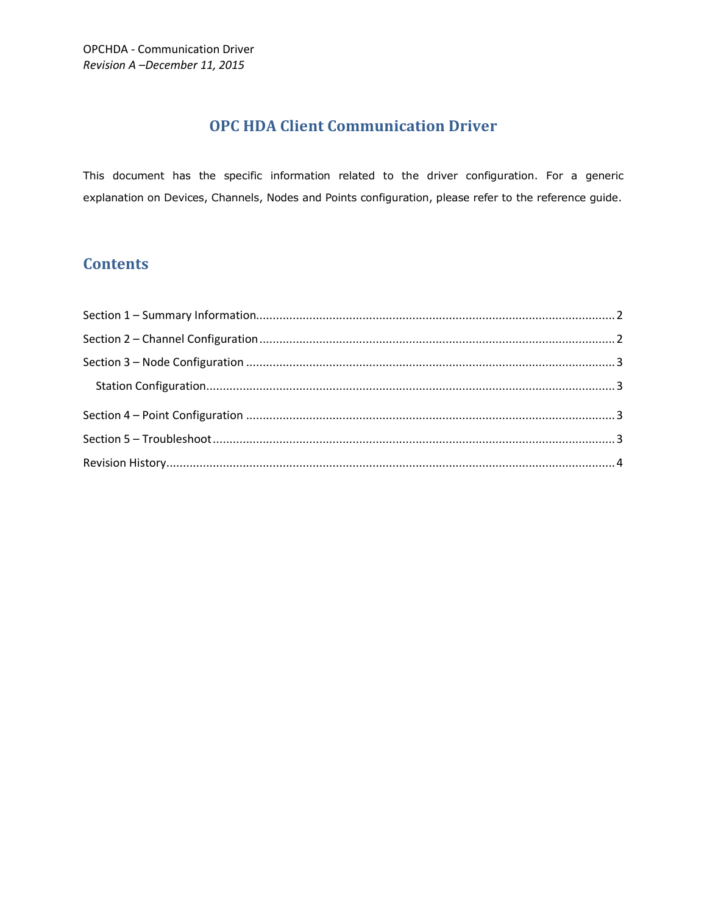OPCHDA - Communication Driver
*Revision A –December 11, 2015*

# OPC HDA Client Communication Driver

This document has the specific information related to the driver configuration. For a generic explanation on Devices, Channels, Nodes and Points configuration, please refer to the reference guide.

## Contents

- Section 1 – Summary Information .......... 2
- Section 2 – Channel Configuration .......... 2
- Section 3 – Node Configuration .......... 3
  - Station Configuration .......... 3
- Section 4 – Point Configuration .......... 3
- Section 5 – Troubleshoot .......... 3
- Revision History .......... 4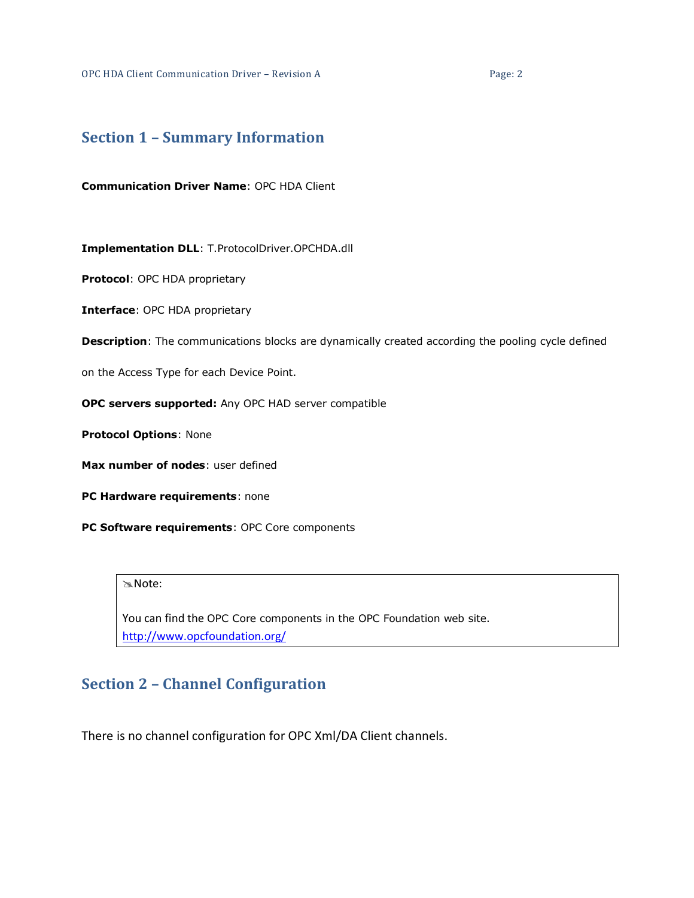## Section 1 – Summary Information

**Communication Driver Name**: OPC HDA Client

**Implementation DLL**: T.ProtocolDriver.OPCHDA.dll

**Protocol**: OPC HDA proprietary

**Interface**: OPC HDA proprietary

**Description**: The communications blocks are dynamically created according the pooling cycle defined on the Access Type for each Device Point.

**OPC servers supported:** Any OPC HAD server compatible

**Protocol Options**: None

**Max number of nodes**: user defined

**PC Hardware requirements**: none

**PC Software requirements**: OPC Core components

> Note:
>
> You can find the OPC Core components in the OPC Foundation web site.
> http://www.opcfoundation.org/

## Section 2 – Channel Configuration

There is no channel configuration for OPC Xml/DA Client channels.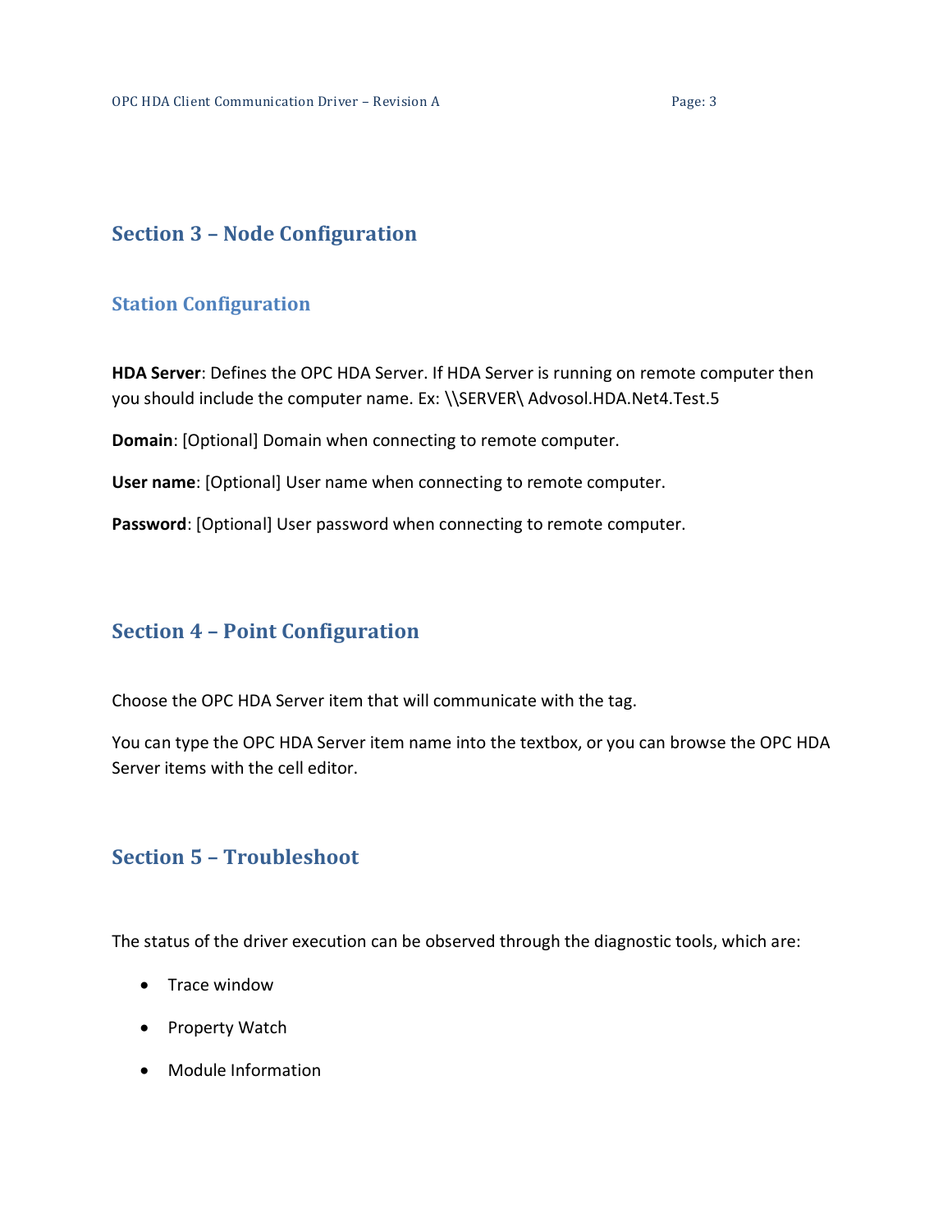## Section 3 – Node Configuration

### Station Configuration

**HDA Server**: Defines the OPC HDA Server. If HDA Server is running on remote computer then you should include the computer name. Ex: \\SERVER\ Advosol.HDA.Net4.Test.5

**Domain**: [Optional] Domain when connecting to remote computer.

**User name**: [Optional] User name when connecting to remote computer.

**Password**: [Optional] User password when connecting to remote computer.

## Section 4 – Point Configuration

Choose the OPC HDA Server item that will communicate with the tag.

You can type the OPC HDA Server item name into the textbox, or you can browse the OPC HDA Server items with the cell editor.

## Section 5 – Troubleshoot

The status of the driver execution can be observed through the diagnostic tools, which are:

- Trace window
- Property Watch
- Module Information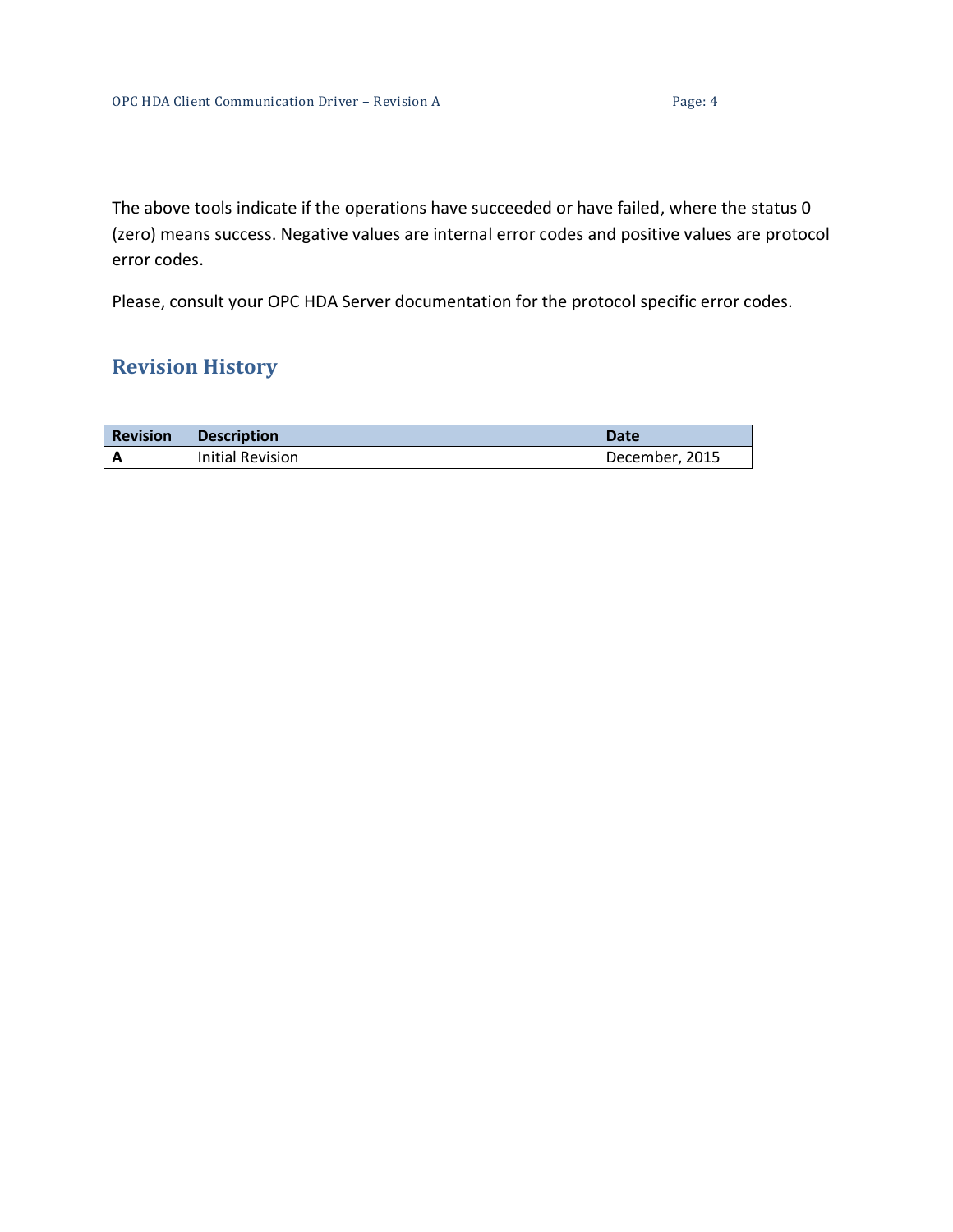The above tools indicate if the operations have succeeded or have failed, where the status 0 (zero) means success. Negative values are internal error codes and positive values are protocol error codes.

Please, consult your OPC HDA Server documentation for the protocol specific error codes.

## Revision History

| Revision | Description | Date |
|---|---|---|
| **A** | Initial Revision | December, 2015 |